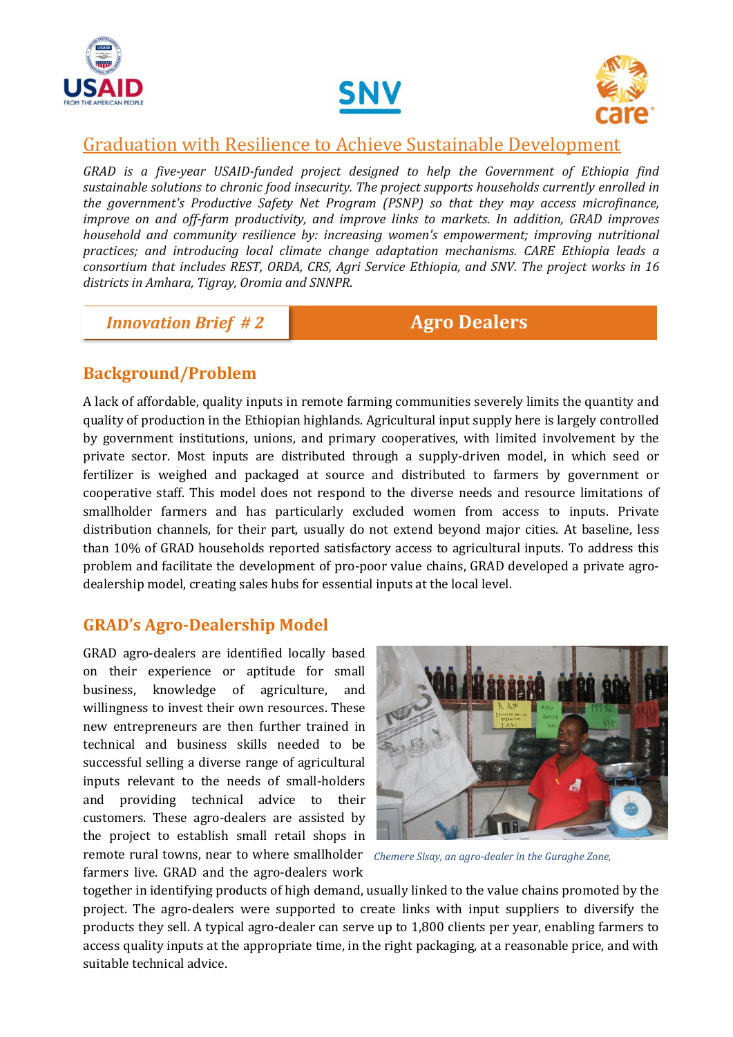# Graduation with Resilience to Achieve Sustainable Development

*GRAD is a five-year USAID-funded project designed to help the Government of Ethiopia find sustainable solutions to chronic food insecurity. The project supports households currently enrolled in the government's Productive Safety Net Program (PSNP) so that they may access microfinance, improve on and off-farm productivity, and improve links to markets. In addition, GRAD improves household and community resilience by: increasing women's empowerment; improving nutritional practices; and introducing local climate change adaptation mechanisms. CARE Ethiopia leads a consortium that includes REST, ORDA, CRS, Agri Service Ethiopia, and SNV. The project works in 16 districts in Amhara, Tigray, Oromia and SNNPR.*

***Innovation Brief # 2*** | **Agro Dealers**

## Background/Problem

A lack of affordable, quality inputs in remote farming communities severely limits the quantity and quality of production in the Ethiopian highlands. Agricultural input supply here is largely controlled by government institutions, unions, and primary cooperatives, with limited involvement by the private sector. Most inputs are distributed through a supply-driven model, in which seed or fertilizer is weighed and packaged at source and distributed to farmers by government or cooperative staff. This model does not respond to the diverse needs and resource limitations of smallholder farmers and has particularly excluded women from access to inputs. Private distribution channels, for their part, usually do not extend beyond major cities. At baseline, less than 10% of GRAD households reported satisfactory access to agricultural inputs. To address this problem and facilitate the development of pro-poor value chains, GRAD developed a private agro-dealership model, creating sales hubs for essential inputs at the local level.

## GRAD's Agro-Dealership Model

GRAD agro-dealers are identified locally based on their experience or aptitude for small business, knowledge of agriculture, and willingness to invest their own resources. These new entrepreneurs are then further trained in technical and business skills needed to be successful selling a diverse range of agricultural inputs relevant to the needs of small-holders and providing technical advice to their customers. These agro-dealers are assisted by the project to establish small retail shops in remote rural towns, near to where smallholder farmers live. GRAD and the agro-dealers work together in identifying products of high demand, usually linked to the value chains promoted by the project. The agro-dealers were supported to create links with input suppliers to diversify the products they sell. A typical agro-dealer can serve up to 1,800 clients per year, enabling farmers to access quality inputs at the appropriate time, in the right packaging, at a reasonable price, and with suitable technical advice.

*Chemere Sisay, an agro-dealer in the Guraghe Zone,*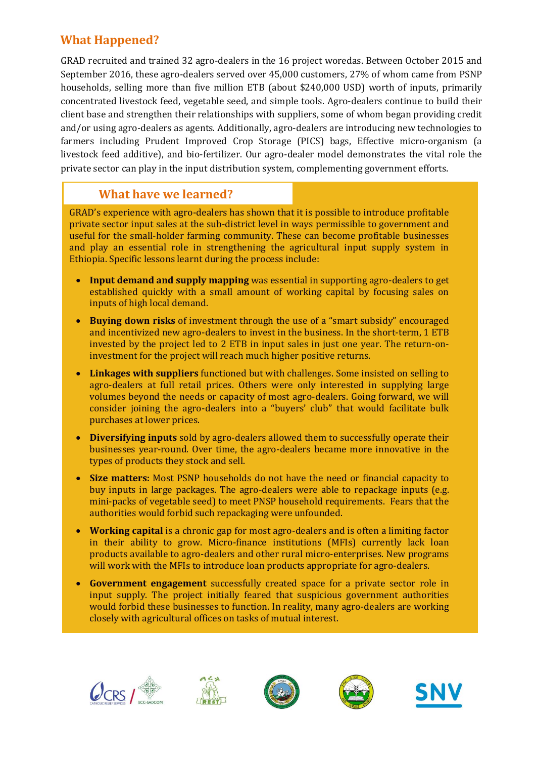## What Happened?

GRAD recruited and trained 32 agro-dealers in the 16 project woredas. Between October 2015 and September 2016, these agro-dealers served over 45,000 customers, 27% of whom came from PSNP households, selling more than five million ETB (about $240,000 USD) worth of inputs, primarily concentrated livestock feed, vegetable seed, and simple tools. Agro-dealers continue to build their client base and strengthen their relationships with suppliers, some of whom began providing credit and/or using agro-dealers as agents. Additionally, agro-dealers are introducing new technologies to farmers including Prudent Improved Crop Storage (PICS) bags, Effective micro-organism (a livestock feed additive), and bio-fertilizer. Our agro-dealer model demonstrates the vital role the private sector can play in the input distribution system, complementing government efforts.

## What have we learned?

GRAD's experience with agro-dealers has shown that it is possible to introduce profitable private sector input sales at the sub-district level in ways permissible to government and useful for the small-holder farming community. These can become profitable businesses and play an essential role in strengthening the agricultural input supply system in Ethiopia. Specific lessons learnt during the process include:

- **Input demand and supply mapping** was essential in supporting agro-dealers to get established quickly with a small amount of working capital by focusing sales on inputs of high local demand.
- **Buying down risks** of investment through the use of a "smart subsidy" encouraged and incentivized new agro-dealers to invest in the business. In the short-term, 1 ETB invested by the project led to 2 ETB in input sales in just one year. The return-on-investment for the project will reach much higher positive returns.
- **Linkages with suppliers** functioned but with challenges. Some insisted on selling to agro-dealers at full retail prices. Others were only interested in supplying large volumes beyond the needs or capacity of most agro-dealers. Going forward, we will consider joining the agro-dealers into a "buyers' club" that would facilitate bulk purchases at lower prices.
- **Diversifying inputs** sold by agro-dealers allowed them to successfully operate their businesses year-round. Over time, the agro-dealers became more innovative in the types of products they stock and sell.
- **Size matters:** Most PSNP households do not have the need or financial capacity to buy inputs in large packages. The agro-dealers were able to repackage inputs (e.g. mini-packs of vegetable seed) to meet PNSP household requirements. Fears that the authorities would forbid such repackaging were unfounded.
- **Working capital** is a chronic gap for most agro-dealers and is often a limiting factor in their ability to grow. Micro-finance institutions (MFIs) currently lack loan products available to agro-dealers and other rural micro-enterprises. New programs will work with the MFIs to introduce loan products appropriate for agro-dealers.
- **Government engagement** successfully created space for a private sector role in input supply. The project initially feared that suspicious government authorities would forbid these businesses to function. In reality, many agro-dealers are working closely with agricultural offices on tasks of mutual interest.